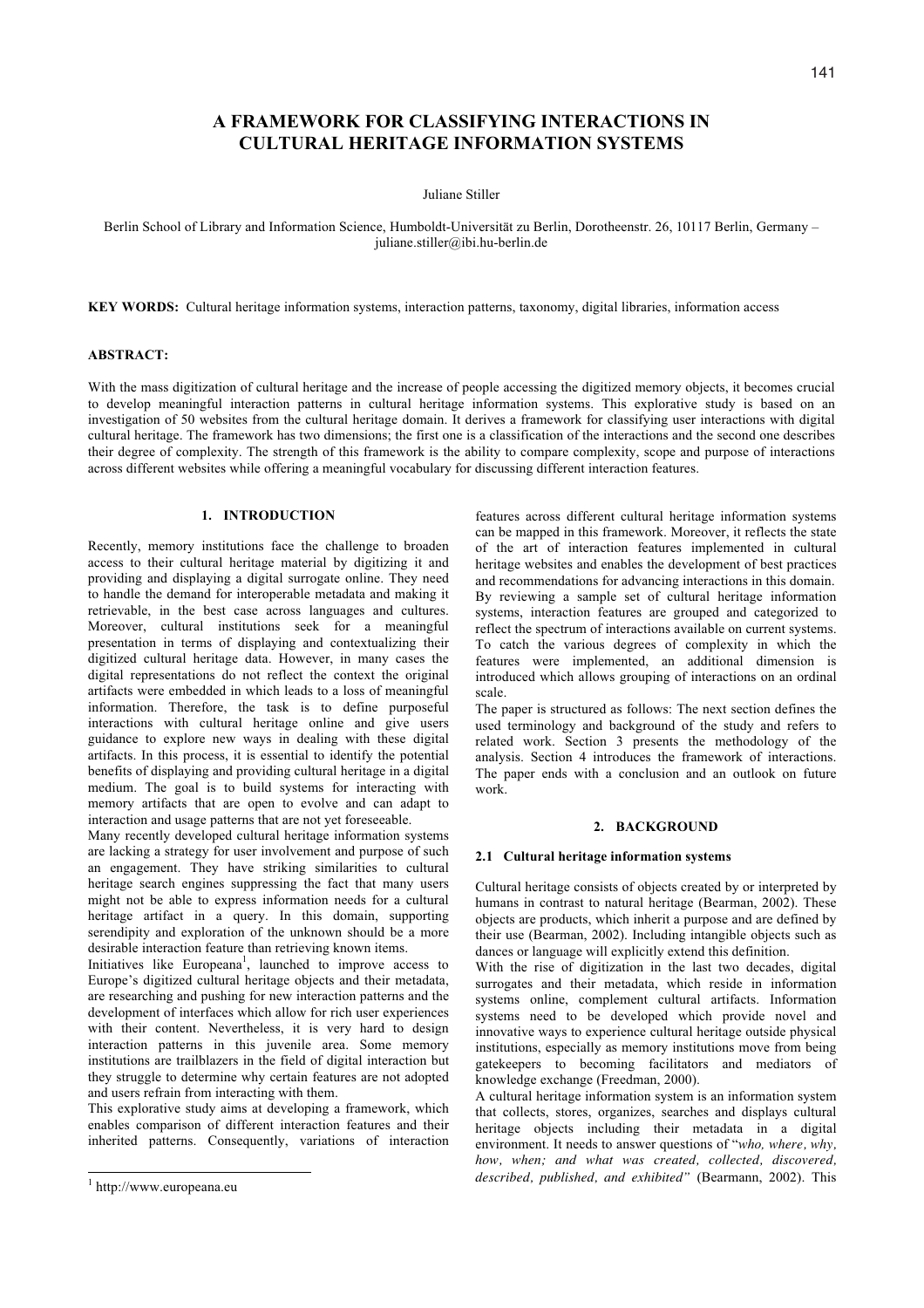# A FRAMEWORK FOR CLASSIFYING INTERACTIONS IN CULTURAL HERITAGE INFORMATION SYSTEMS

Juliane Stiller

Berlin School of Library and Information Science, Humboldt-Universität zu Berlin, Dorotheenstr. 26, 10117 Berlin, Germany – juliane.stiller@ibi.hu-berlin.de

**KEY WORDS:** Cultural heritage information systems, interaction patterns, taxonomy, digital libraries, information access

**ABSTRACT:**

With the mass digitization of cultural heritage and the increase of people accessing the digitized memory objects, it becomes crucial to develop meaningful interaction patterns in cultural heritage information systems. This explorative study is based on an investigation of 50 websites from the cultural heritage domain. It derives a framework for classifying user interactions with digital cultural heritage. The framework has two dimensions; the first one is a classification of the interactions and the second one describes their degree of complexity. The strength of this framework is the ability to compare complexity, scope and purpose of interactions across different websites while offering a meaningful vocabulary for discussing different interaction features.

## 1. INTRODUCTION

Recently, memory institutions face the challenge to broaden access to their cultural heritage material by digitizing it and providing and displaying a digital surrogate online. They need to handle the demand for interoperable metadata and making it retrievable, in the best case across languages and cultures. Moreover, cultural institutions seek for a meaningful presentation in terms of displaying and contextualizing their digitized cultural heritage data. However, in many cases the digital representations do not reflect the context the original artifacts were embedded in which leads to a loss of meaningful information. Therefore, the task is to define purposeful interactions with cultural heritage online and give users guidance to explore new ways in dealing with these digital artifacts. In this process, it is essential to identify the potential benefits of displaying and providing cultural heritage in a digital medium. The goal is to build systems for interacting with memory artifacts that are open to evolve and can adapt to interaction and usage patterns that are not yet foreseeable.

Many recently developed cultural heritage information systems are lacking a strategy for user involvement and purpose of such an engagement. They have striking similarities to cultural heritage search engines suppressing the fact that many users might not be able to express information needs for a cultural heritage artifact in a query. In this domain, supporting serendipity and exploration of the unknown should be a more desirable interaction feature than retrieving known items.

Initiatives like Europeana[1], launched to improve access to Europe's digitized cultural heritage objects and their metadata, are researching and pushing for new interaction patterns and the development of interfaces which allow for rich user experiences with their content. Nevertheless, it is very hard to design interaction patterns in this juvenile area. Some memory institutions are trailblazers in the field of digital interaction but they struggle to determine why certain features are not adopted and users refrain from interacting with them.

This explorative study aims at developing a framework, which enables comparison of different interaction features and their inherited patterns. Consequently, variations of interaction features across different cultural heritage information systems can be mapped in this framework. Moreover, it reflects the state of the art of interaction features implemented in cultural heritage websites and enables the development of best practices and recommendations for advancing interactions in this domain. By reviewing a sample set of cultural heritage information systems, interaction features are grouped and categorized to reflect the spectrum of interactions available on current systems. To catch the various degrees of complexity in which the features were implemented, an additional dimension is introduced which allows grouping of interactions on an ordinal scale.

The paper is structured as follows: The next section defines the used terminology and background of the study and refers to related work. Section 3 presents the methodology of the analysis. Section 4 introduces the framework of interactions. The paper ends with a conclusion and an outlook on future work.

## 2. BACKGROUND

### 2.1 Cultural heritage information systems

Cultural heritage consists of objects created by or interpreted by humans in contrast to natural heritage (Bearman, 2002). These objects are products, which inherit a purpose and are defined by their use (Bearman, 2002). Including intangible objects such as dances or language will explicitly extend this definition.

With the rise of digitization in the last two decades, digital surrogates and their metadata, which reside in information systems online, complement cultural artifacts. Information systems need to be developed which provide novel and innovative ways to experience cultural heritage outside physical institutions, especially as memory institutions move from being gatekeepers to becoming facilitators and mediators of knowledge exchange (Freedman, 2000).

A cultural heritage information system is an information system that collects, stores, organizes, searches and displays cultural heritage objects including their metadata in a digital environment. It needs to answer questions of "*who, where, why, how, when; and what was created, collected, discovered, described, published, and exhibited*" (Bearmann, 2002). This

[1] http://www.europeana.eu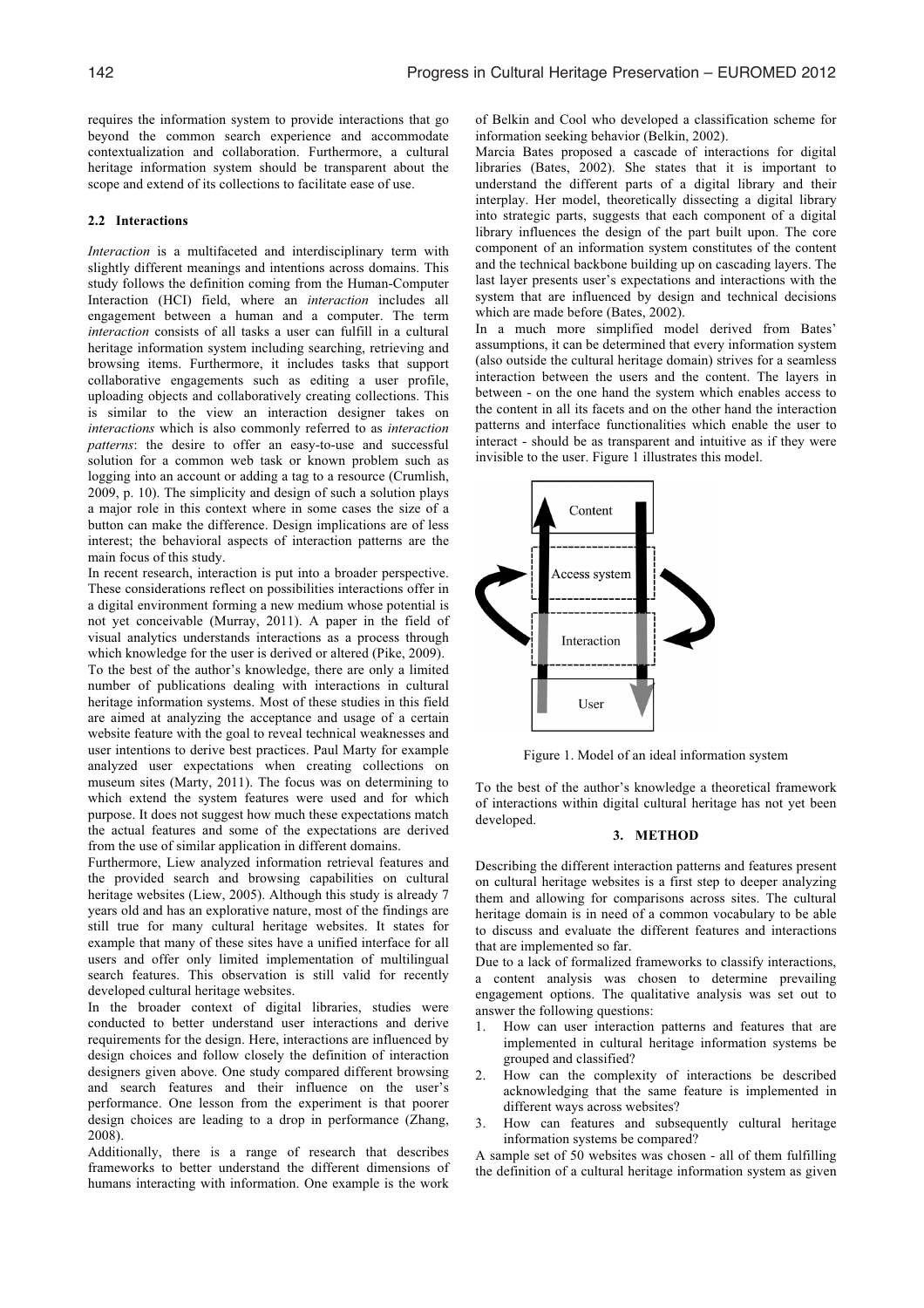requires the information system to provide interactions that go beyond the common search experience and accommodate contextualization and collaboration. Furthermore, a cultural heritage information system should be transparent about the scope and extend of its collections to facilitate ease of use.

### 2.2 Interactions

*Interaction* is a multifaceted and interdisciplinary term with slightly different meanings and intentions across domains. This study follows the definition coming from the Human-Computer Interaction (HCI) field, where an *interaction* includes all engagement between a human and a computer. The term *interaction* consists of all tasks a user can fulfill in a cultural heritage information system including searching, retrieving and browsing items. Furthermore, it includes tasks that support collaborative engagements such as editing a user profile, uploading objects and collaboratively creating collections. This is similar to the view an interaction designer takes on *interactions* which is also commonly referred to as *interaction patterns*: the desire to offer an easy-to-use and successful solution for a common web task or known problem such as logging into an account or adding a tag to a resource (Crumlish, 2009, p. 10). The simplicity and design of such a solution plays a major role in this context where in some cases the size of a button can make the difference. Design implications are of less interest; the behavioral aspects of interaction patterns are the main focus of this study.

In recent research, interaction is put into a broader perspective. These considerations reflect on possibilities interactions offer in a digital environment forming a new medium whose potential is not yet conceivable (Murray, 2011). A paper in the field of visual analytics understands interactions as a process through which knowledge for the user is derived or altered (Pike, 2009).

To the best of the author's knowledge, there are only a limited number of publications dealing with interactions in cultural heritage information systems. Most of these studies in this field are aimed at analyzing the acceptance and usage of a certain website feature with the goal to reveal technical weaknesses and user intentions to derive best practices. Paul Marty for example analyzed user expectations when creating collections on museum sites (Marty, 2011). The focus was on determining to which extend the system features were used and for which purpose. It does not suggest how much these expectations match the actual features and some of the expectations are derived from the use of similar application in different domains.

Furthermore, Liew analyzed information retrieval features and the provided search and browsing capabilities on cultural heritage websites (Liew, 2005). Although this study is already 7 years old and has an explorative nature, most of the findings are still true for many cultural heritage websites. It states for example that many of these sites have a unified interface for all users and offer only limited implementation of multilingual search features. This observation is still valid for recently developed cultural heritage websites.

In the broader context of digital libraries, studies were conducted to better understand user interactions and derive requirements for the design. Here, interactions are influenced by design choices and follow closely the definition of interaction designers given above. One study compared different browsing and search features and their influence on the user's performance. One lesson from the experiment is that poorer design choices are leading to a drop in performance (Zhang, 2008).

Additionally, there is a range of research that describes frameworks to better understand the different dimensions of humans interacting with information. One example is the work of Belkin and Cool who developed a classification scheme for information seeking behavior (Belkin, 2002).

Marcia Bates proposed a cascade of interactions for digital libraries (Bates, 2002). She states that it is important to understand the different parts of a digital library and their interplay. Her model, theoretically dissecting a digital library into strategic parts, suggests that each component of a digital library influences the design of the part built upon. The core component of an information system constitutes of the content and the technical backbone building up on cascading layers. The last layer presents user's expectations and interactions with the system that are influenced by design and technical decisions which are made before (Bates, 2002).

In a much more simplified model derived from Bates' assumptions, it can be determined that every information system (also outside the cultural heritage domain) strives for a seamless interaction between the users and the content. The layers in between - on the one hand the system which enables access to the content in all its facets and on the other hand the interaction patterns and interface functionalities which enable the user to interact - should be as transparent and intuitive as if they were invisible to the user. Figure 1 illustrates this model.

Figure 1. Model of an ideal information system

To the best of the author's knowledge a theoretical framework of interactions within digital cultural heritage has not yet been developed.

## 3. METHOD

Describing the different interaction patterns and features present on cultural heritage websites is a first step to deeper analyzing them and allowing for comparisons across sites. The cultural heritage domain is in need of a common vocabulary to be able to discuss and evaluate the different features and interactions that are implemented so far.

Due to a lack of formalized frameworks to classify interactions, a content analysis was chosen to determine prevailing engagement options. The qualitative analysis was set out to answer the following questions:

1. How can user interaction patterns and features that are implemented in cultural heritage information systems be grouped and classified?
2. How can the complexity of interactions be described acknowledging that the same feature is implemented in different ways across websites?
3. How can features and subsequently cultural heritage information systems be compared?

A sample set of 50 websites was chosen - all of them fulfilling the definition of a cultural heritage information system as given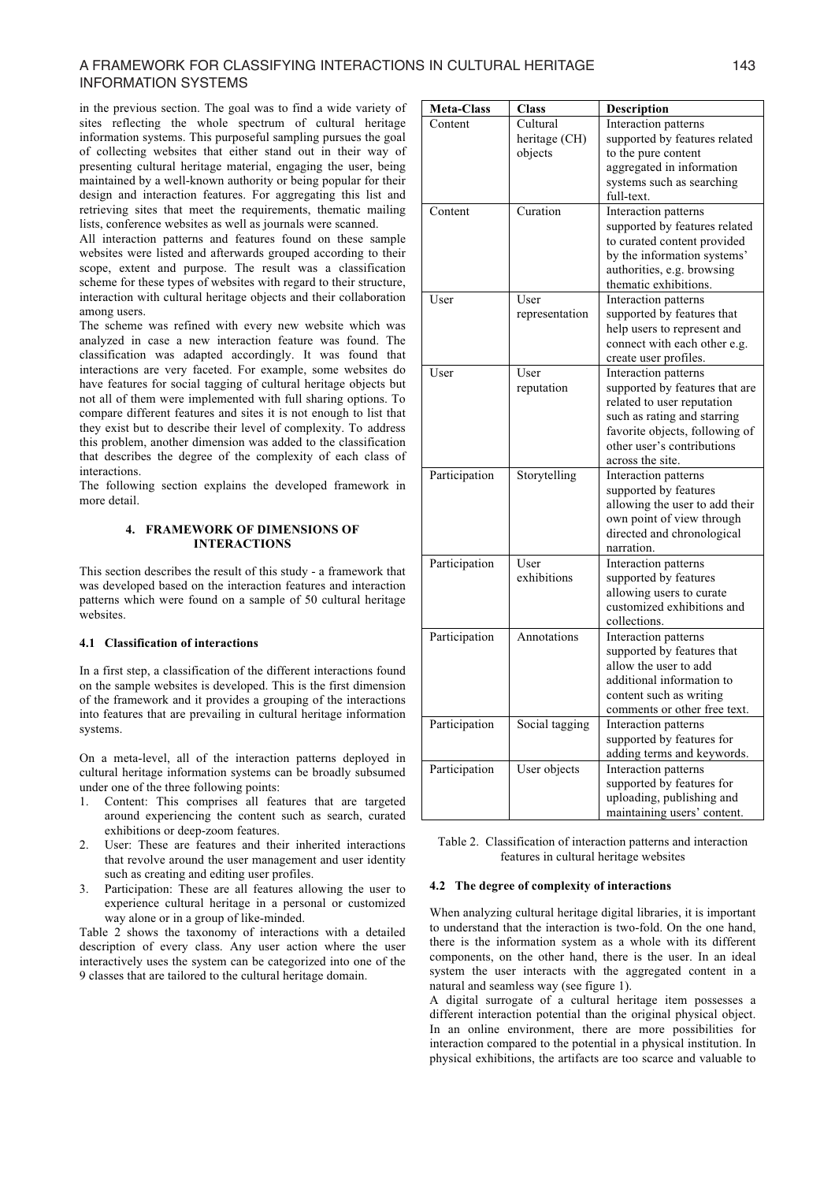in the previous section. The goal was to find a wide variety of sites reflecting the whole spectrum of cultural heritage information systems. This purposeful sampling pursues the goal of collecting websites that either stand out in their way of presenting cultural heritage material, engaging the user, being maintained by a well-known authority or being popular for their design and interaction features. For aggregating this list and retrieving sites that meet the requirements, thematic mailing lists, conference websites as well as journals were scanned.

All interaction patterns and features found on these sample websites were listed and afterwards grouped according to their scope, extent and purpose. The result was a classification scheme for these types of websites with regard to their structure, interaction with cultural heritage objects and their collaboration among users.

The scheme was refined with every new website which was analyzed in case a new interaction feature was found. The classification was adapted accordingly. It was found that interactions are very faceted. For example, some websites do have features for social tagging of cultural heritage objects but not all of them were implemented with full sharing options. To compare different features and sites it is not enough to list that they exist but to describe their level of complexity. To address this problem, another dimension was added to the classification that describes the degree of the complexity of each class of interactions.

The following section explains the developed framework in more detail.

## 4. FRAMEWORK OF DIMENSIONS OF INTERACTIONS

This section describes the result of this study - a framework that was developed based on the interaction features and interaction patterns which were found on a sample of 50 cultural heritage websites.

### 4.1 Classification of interactions

In a first step, a classification of the different interactions found on the sample websites is developed. This is the first dimension of the framework and it provides a grouping of the interactions into features that are prevailing in cultural heritage information systems.

On a meta-level, all of the interaction patterns deployed in cultural heritage information systems can be broadly subsumed under one of the three following points:

1. Content: This comprises all features that are targeted around experiencing the content such as search, curated exhibitions or deep-zoom features.
2. User: These are features and their inherited interactions that revolve around the user management and user identity such as creating and editing user profiles.
3. Participation: These are all features allowing the user to experience cultural heritage in a personal or customized way alone or in a group of like-minded.

Table 2 shows the taxonomy of interactions with a detailed description of every class. Any user action where the user interactively uses the system can be categorized into one of the 9 classes that are tailored to the cultural heritage domain.

| Meta-Class | Class | Description |
|---|---|---|
| Content | Cultural heritage (CH) objects | Interaction patterns supported by features related to the pure content aggregated in information systems such as searching full-text. |
| Content | Curation | Interaction patterns supported by features related to curated content provided by the information systems' authorities, e.g. browsing thematic exhibitions. |
| User | User representation | Interaction patterns supported by features that help users to represent and connect with each other e.g. create user profiles. |
| User | User reputation | Interaction patterns supported by features that are related to user reputation such as rating and starring favorite objects, following of other user's contributions across the site. |
| Participation | Storytelling | Interaction patterns supported by features allowing the user to add their own point of view through directed and chronological narration. |
| Participation | User exhibitions | Interaction patterns supported by features allowing users to curate customized exhibitions and collections. |
| Participation | Annotations | Interaction patterns supported by features that allow the user to add additional information to content such as writing comments or other free text. |
| Participation | Social tagging | Interaction patterns supported by features for adding terms and keywords. |
| Participation | User objects | Interaction patterns supported by features for uploading, publishing and maintaining users' content. |

Table 2. Classification of interaction patterns and interaction features in cultural heritage websites

### 4.2 The degree of complexity of interactions

When analyzing cultural heritage digital libraries, it is important to understand that the interaction is two-fold. On the one hand, there is the information system as a whole with its different components, on the other hand, there is the user. In an ideal system the user interacts with the aggregated content in a natural and seamless way (see figure 1).

A digital surrogate of a cultural heritage item possesses a different interaction potential than the original physical object. In an online environment, there are more possibilities for interaction compared to the potential in a physical institution. In physical exhibitions, the artifacts are too scarce and valuable to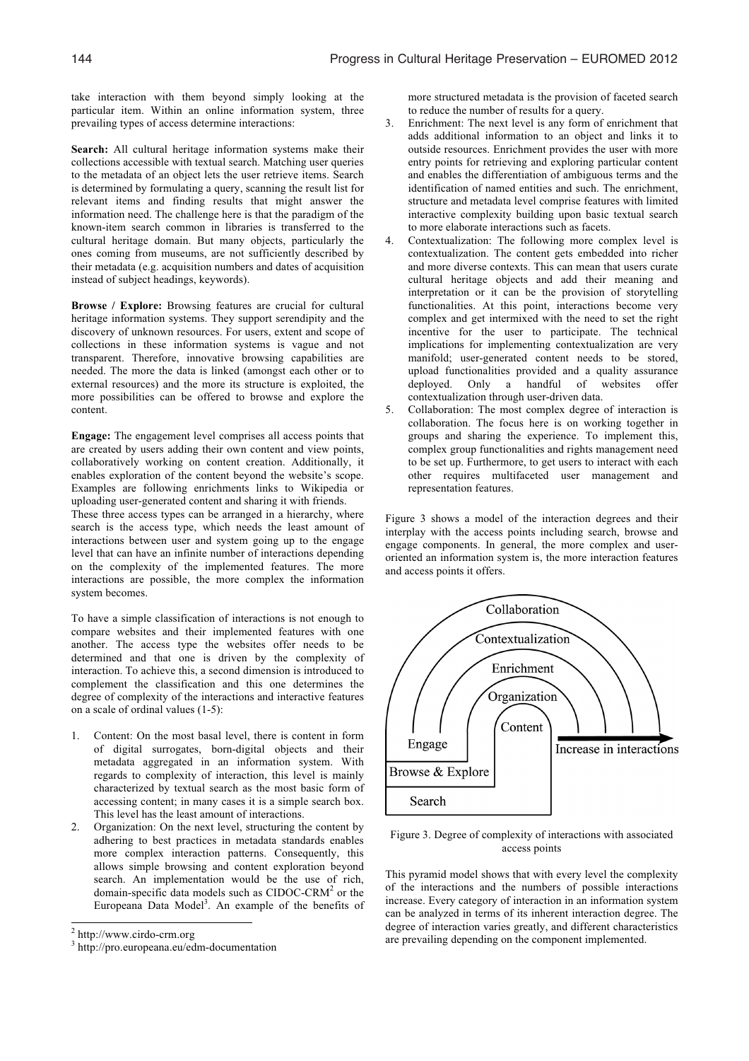take interaction with them beyond simply looking at the particular item. Within an online information system, three prevailing types of access determine interactions:

**Search:** All cultural heritage information systems make their collections accessible with textual search. Matching user queries to the metadata of an object lets the user retrieve items. Search is determined by formulating a query, scanning the result list for relevant items and finding results that might answer the information need. The challenge here is that the paradigm of the known-item search common in libraries is transferred to the cultural heritage domain. But many objects, particularly the ones coming from museums, are not sufficiently described by their metadata (e.g. acquisition numbers and dates of acquisition instead of subject headings, keywords).

**Browse / Explore:** Browsing features are crucial for cultural heritage information systems. They support serendipity and the discovery of unknown resources. For users, extent and scope of collections in these information systems is vague and not transparent. Therefore, innovative browsing capabilities are needed. The more the data is linked (amongst each other or to external resources) and the more its structure is exploited, the more possibilities can be offered to browse and explore the content.

**Engage:** The engagement level comprises all access points that are created by users adding their own content and view points, collaboratively working on content creation. Additionally, it enables exploration of the content beyond the website's scope. Examples are following enrichments links to Wikipedia or uploading user-generated content and sharing it with friends.
These three access types can be arranged in a hierarchy, where search is the access type, which needs the least amount of interactions between user and system going up to the engage level that can have an infinite number of interactions depending on the complexity of the implemented features. The more interactions are possible, the more complex the information system becomes.

To have a simple classification of interactions is not enough to compare websites and their implemented features with one another. The access type the websites offer needs to be determined and that one is driven by the complexity of interaction. To achieve this, a second dimension is introduced to complement the classification and this one determines the degree of complexity of the interactions and interactive features on a scale of ordinal values (1-5):

1. Content: On the most basal level, there is content in form of digital surrogates, born-digital objects and their metadata aggregated in an information system. With regards to complexity of interaction, this level is mainly characterized by textual search as the most basic form of accessing content; in many cases it is a simple search box. This level has the least amount of interactions.
2. Organization: On the next level, structuring the content by adhering to best practices in metadata standards enables more complex interaction patterns. Consequently, this allows simple browsing and content exploration beyond search. An implementation would be the use of rich, domain-specific data models such as CIDOC-CRM[2] or the Europeana Data Model[3]. An example of the benefits of more structured metadata is the provision of faceted search to reduce the number of results for a query.
3. Enrichment: The next level is any form of enrichment that adds additional information to an object and links it to outside resources. Enrichment provides the user with more entry points for retrieving and exploring particular content and enables the differentiation of ambiguous terms and the identification of named entities and such. The enrichment, structure and metadata level comprise features with limited interactive complexity building upon basic textual search to more elaborate interactions such as facets.
4. Contextualization: The following more complex level is contextualization. The content gets embedded into richer and more diverse contexts. This can mean that users curate cultural heritage objects and add their meaning and interpretation or it can be the provision of storytelling functionalities. At this point, interactions become very complex and get intermixed with the need to set the right incentive for the user to participate. The technical implications for implementing contextualization are very manifold; user-generated content needs to be stored, upload functionalities provided and a quality assurance deployed. Only a handful of websites offer contextualization through user-driven data.
5. Collaboration: The most complex degree of interaction is collaboration. The focus here is on working together in groups and sharing the experience. To implement this, complex group functionalities and rights management need to be set up. Furthermore, to get users to interact with each other requires multifaceted user management and representation features.

Figure 3 shows a model of the interaction degrees and their interplay with the access points including search, browse and engage components. In general, the more complex and user-oriented an information system is, the more interaction features and access points it offers.

Figure 3. Degree of complexity of interactions with associated access points

This pyramid model shows that with every level the complexity of the interactions and the numbers of possible interactions increase. Every category of interaction in an information system can be analyzed in terms of its inherent interaction degree. The degree of interaction varies greatly, and different characteristics are prevailing depending on the component implemented.

[2] http://www.cirdo-crm.org

[3] http://pro.europeana.eu/edm-documentation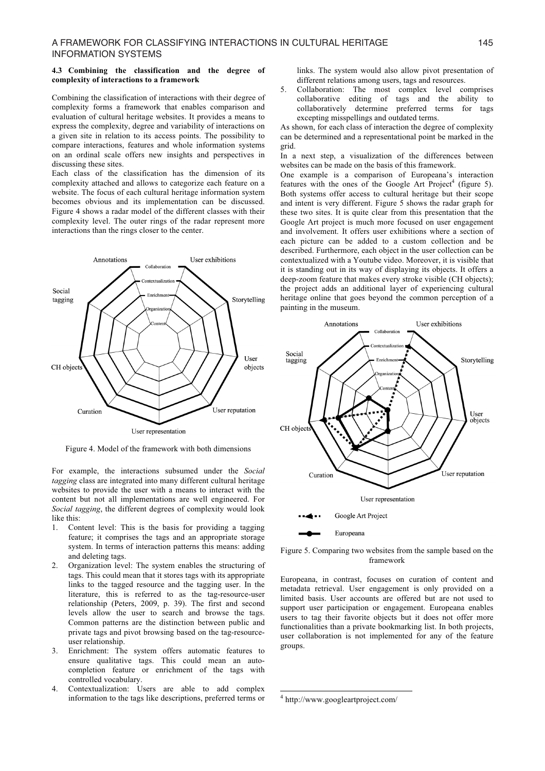#### 4.3 Combining the classification and the degree of complexity of interactions to a framework

Combining the classification of interactions with their degree of complexity forms a framework that enables comparison and evaluation of cultural heritage websites. It provides a means to express the complexity, degree and variability of interactions on a given site in relation to its access points. The possibility to compare interactions, features and whole information systems on an ordinal scale offers new insights and perspectives in discussing these sites.

Each class of the classification has the dimension of its complexity attached and allows to categorize each feature on a website. The focus of each cultural heritage information system becomes obvious and its implementation can be discussed. Figure 4 shows a radar model of the different classes with their complexity level. The outer rings of the radar represent more interactions than the rings closer to the center.

Figure 4. Model of the framework with both dimensions

For example, the interactions subsumed under the *Social tagging* class are integrated into many different cultural heritage websites to provide the user with a means to interact with the content but not all implementations are well engineered. For *Social tagging*, the different degrees of complexity would look like this:

1. Content level: This is the basis for providing a tagging feature; it comprises the tags and an appropriate storage system. In terms of interaction patterns this means: adding and deleting tags.
2. Organization level: The system enables the structuring of tags. This could mean that it stores tags with its appropriate links to the tagged resource and the tagging user. In the literature, this is referred to as the tag-resource-user relationship (Peters, 2009, p. 39). The first and second levels allow the user to search and browse the tags. Common patterns are the distinction between public and private tags and pivot browsing based on the tag-resource-user relationship.
3. Enrichment: The system offers automatic features to ensure qualitative tags. This could mean an auto-completion feature or enrichment of the tags with controlled vocabulary.
4. Contextualization: Users are able to add complex information to the tags like descriptions, preferred terms or links. The system would also allow pivot presentation of different relations among users, tags and resources.
5. Collaboration: The most complex level comprises collaborative editing of tags and the ability to collaboratively determine preferred terms for tags excepting misspellings and outdated terms.

As shown, for each class of interaction the degree of complexity can be determined and a representational point be marked in the grid.

In a next step, a visualization of the differences between websites can be made on the basis of this framework.

One example is a comparison of Europeana's interaction features with the ones of the Google Art Project[4] (figure 5). Both systems offer access to cultural heritage but their scope and intent is very different. Figure 5 shows the radar graph for these two sites. It is quite clear from this presentation that the Google Art project is much more focused on user engagement and involvement. It offers user exhibitions where a section of each picture can be added to a custom collection and be described. Furthermore, each object in the user collection can be contextualized with a Youtube video. Moreover, it is visible that it is standing out in its way of displaying its objects. It offers a deep-zoom feature that makes every stroke visible (CH objects); the project adds an additional layer of experiencing cultural heritage online that goes beyond the common perception of a painting in the museum.

Figure 5. Comparing two websites from the sample based on the framework

Europeana, in contrast, focuses on curation of content and metadata retrieval. User engagement is only provided on a limited basis. User accounts are offered but are not used to support user participation or engagement. Europeana enables users to tag their favorite objects but it does not offer more functionalities than a private bookmarking list. In both projects, user collaboration is not implemented for any of the feature groups.

[4] http://www.googleartproject.com/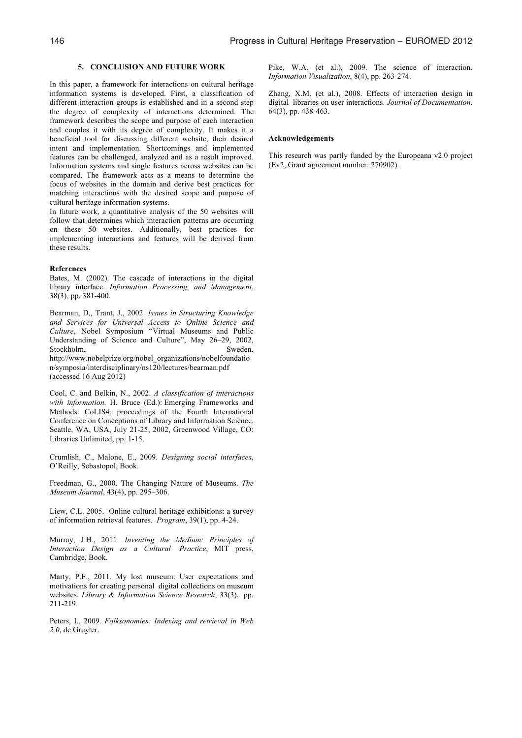## 5. CONCLUSION AND FUTURE WORK

In this paper, a framework for interactions on cultural heritage information systems is developed. First, a classification of different interaction groups is established and in a second step the degree of complexity of interactions determined. The framework describes the scope and purpose of each interaction and couples it with its degree of complexity. It makes it a beneficial tool for discussing different website, their desired intent and implementation. Shortcomings and implemented features can be challenged, analyzed and as a result improved. Information systems and single features across websites can be compared. The framework acts as a means to determine the focus of websites in the domain and derive best practices for matching interactions with the desired scope and purpose of cultural heritage information systems.

In future work, a quantitative analysis of the 50 websites will follow that determines which interaction patterns are occurring on these 50 websites. Additionally, best practices for implementing interactions and features will be derived from these results.

**References**

Bates, M. (2002). The cascade of interactions in the digital library interface. *Information Processing and Management*, 38(3), pp. 381-400.

Bearman, D., Trant, J., 2002. *Issues in Structuring Knowledge and Services for Universal Access to Online Science and Culture*, Nobel Symposium "Virtual Museums and Public Understanding of Science and Culture", May 26–29, 2002, Stockholm, Sweden. http://www.nobelprize.org/nobel_organizations/nobelfoundation/symposia/interdisciplinary/ns120/lectures/bearman.pdf (accessed 16 Aug 2012)

Cool, C. and Belkin, N., 2002. *A classification of interactions with information*. H. Bruce (Ed.): Emerging Frameworks and Methods: CoLIS4: proceedings of the Fourth International Conference on Conceptions of Library and Information Science, Seattle, WA, USA, July 21-25, 2002, Greenwood Village, CO: Libraries Unlimited, pp. 1-15.

Crumlish, C., Malone, E., 2009. *Designing social interfaces*, O'Reilly, Sebastopol, Book.

Freedman, G., 2000. The Changing Nature of Museums. *The Museum Journal*, 43(4), pp. 295–306.

Liew, C.L. 2005. Online cultural heritage exhibitions: a survey of information retrieval features. *Program*, 39(1), pp. 4-24.

Murray, J.H., 2011. *Inventing the Medium: Principles of Interaction Design as a Cultural Practice*, MIT press, Cambridge, Book.

Marty, P.F., 2011. My lost museum: User expectations and motivations for creating personal digital collections on museum websites. *Library & Information Science Research*, 33(3), pp. 211-219.

Peters, I., 2009. *Folksonomies: Indexing and retrieval in Web 2.0*, de Gruyter.

Pike, W.A. (et al.), 2009. The science of interaction. *Information Visualization*, 8(4), pp. 263-274.

Zhang, X.M. (et al.), 2008. Effects of interaction design in digital libraries on user interactions. *Journal of Documentation*. 64(3), pp. 438-463.

**Acknowledgements**

This research was partly funded by the Europeana v2.0 project (Ev2, Grant agreement number: 270902).